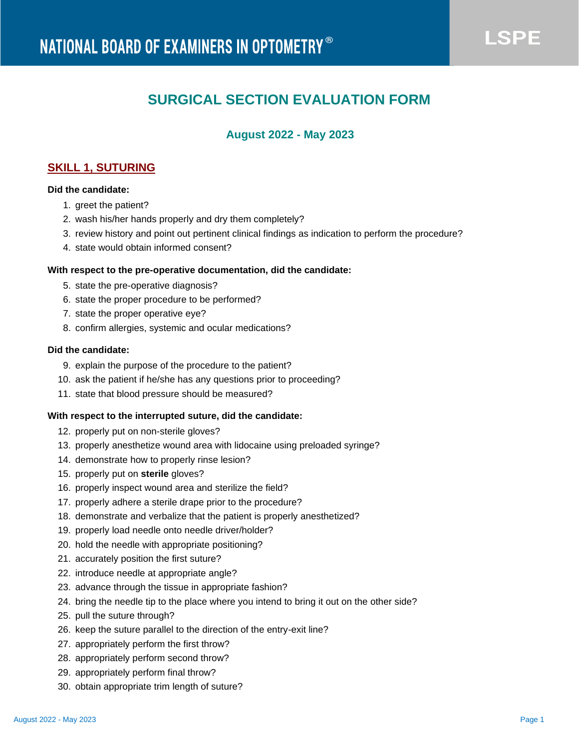NATIONAL BOARD OF EXAMINERS IN OPTOMETRY®

LSPE

# SURGICAL SECTION EVALUATION FORM

## August 2022 - May 2023

### SKILL 1, SUTURING

**Did the candidate:**

1. greet the patient?
2. wash his/her hands properly and dry them completely?
3. review history and point out pertinent clinical findings as indication to perform the procedure?
4. state would obtain informed consent?

**With respect to the pre-operative documentation, did the candidate:**

5. state the pre-operative diagnosis?
6. state the proper procedure to be performed?
7. state the proper operative eye?
8. confirm allergies, systemic and ocular medications?

**Did the candidate:**

9. explain the purpose of the procedure to the patient?
10. ask the patient if he/she has any questions prior to proceeding?
11. state that blood pressure should be measured?

**With respect to the interrupted suture, did the candidate:**

12. properly put on non-sterile gloves?
13. properly anesthetize wound area with lidocaine using preloaded syringe?
14. demonstrate how to properly rinse lesion?
15. properly put on **sterile** gloves?
16. properly inspect wound area and sterilize the field?
17. properly adhere a sterile drape prior to the procedure?
18. demonstrate and verbalize that the patient is properly anesthetized?
19. properly load needle onto needle driver/holder?
20. hold the needle with appropriate positioning?
21. accurately position the first suture?
22. introduce needle at appropriate angle?
23. advance through the tissue in appropriate fashion?
24. bring the needle tip to the place where you intend to bring it out on the other side?
25. pull the suture through?
26. keep the suture parallel to the direction of the entry-exit line?
27. appropriately perform the first throw?
28. appropriately perform second throw?
29. appropriately perform final throw?
30. obtain appropriate trim length of suture?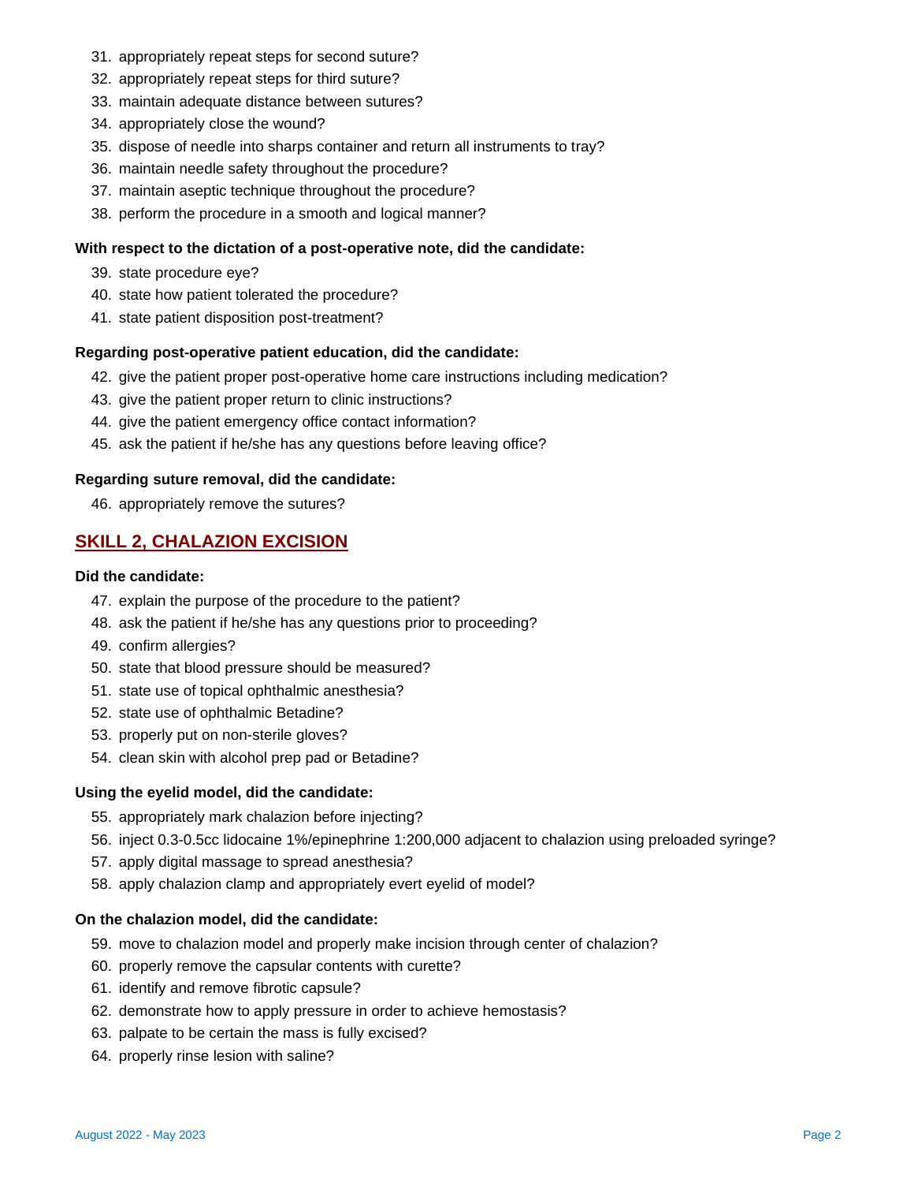31. appropriately repeat steps for second suture?
32. appropriately repeat steps for third suture?
33. maintain adequate distance between sutures?
34. appropriately close the wound?
35. dispose of needle into sharps container and return all instruments to tray?
36. maintain needle safety throughout the procedure?
37. maintain aseptic technique throughout the procedure?
38. perform the procedure in a smooth and logical manner?

**With respect to the dictation of a post-operative note, did the candidate:**

39. state procedure eye?
40. state how patient tolerated the procedure?
41. state patient disposition post-treatment?

**Regarding post-operative patient education, did the candidate:**

42. give the patient proper post-operative home care instructions including medication?
43. give the patient proper return to clinic instructions?
44. give the patient emergency office contact information?
45. ask the patient if he/she has any questions before leaving office?

**Regarding suture removal, did the candidate:**

46. appropriately remove the sutures?

## SKILL 2, CHALAZION EXCISION

**Did the candidate:**

47. explain the purpose of the procedure to the patient?
48. ask the patient if he/she has any questions prior to proceeding?
49. confirm allergies?
50. state that blood pressure should be measured?
51. state use of topical ophthalmic anesthesia?
52. state use of ophthalmic Betadine?
53. properly put on non-sterile gloves?
54. clean skin with alcohol prep pad or Betadine?

**Using the eyelid model, did the candidate:**

55. appropriately mark chalazion before injecting?
56. inject 0.3-0.5cc lidocaine 1%/epinephrine 1:200,000 adjacent to chalazion using preloaded syringe?
57. apply digital massage to spread anesthesia?
58. apply chalazion clamp and appropriately evert eyelid of model?

**On the chalazion model, did the candidate:**

59. move to chalazion model and properly make incision through center of chalazion?
60. properly remove the capsular contents with curette?
61. identify and remove fibrotic capsule?
62. demonstrate how to apply pressure in order to achieve hemostasis?
63. palpate to be certain the mass is fully excised?
64. properly rinse lesion with saline?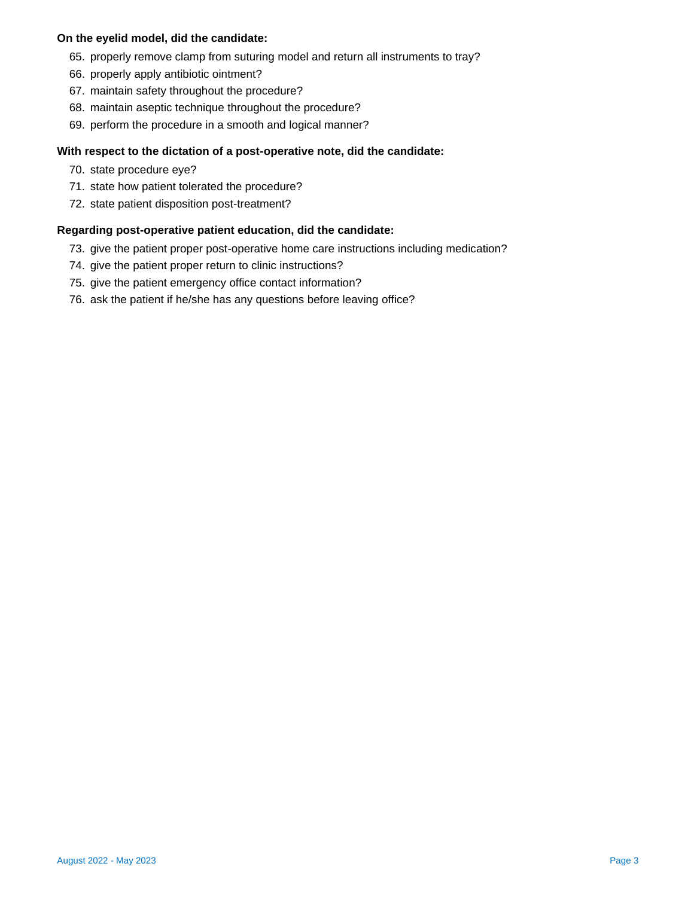**On the eyelid model, did the candidate:**

65. properly remove clamp from suturing model and return all instruments to tray?
66. properly apply antibiotic ointment?
67. maintain safety throughout the procedure?
68. maintain aseptic technique throughout the procedure?
69. perform the procedure in a smooth and logical manner?

**With respect to the dictation of a post-operative note, did the candidate:**

70. state procedure eye?
71. state how patient tolerated the procedure?
72. state patient disposition post-treatment?

**Regarding post-operative patient education, did the candidate:**

73. give the patient proper post-operative home care instructions including medication?
74. give the patient proper return to clinic instructions?
75. give the patient emergency office contact information?
76. ask the patient if he/she has any questions before leaving office?